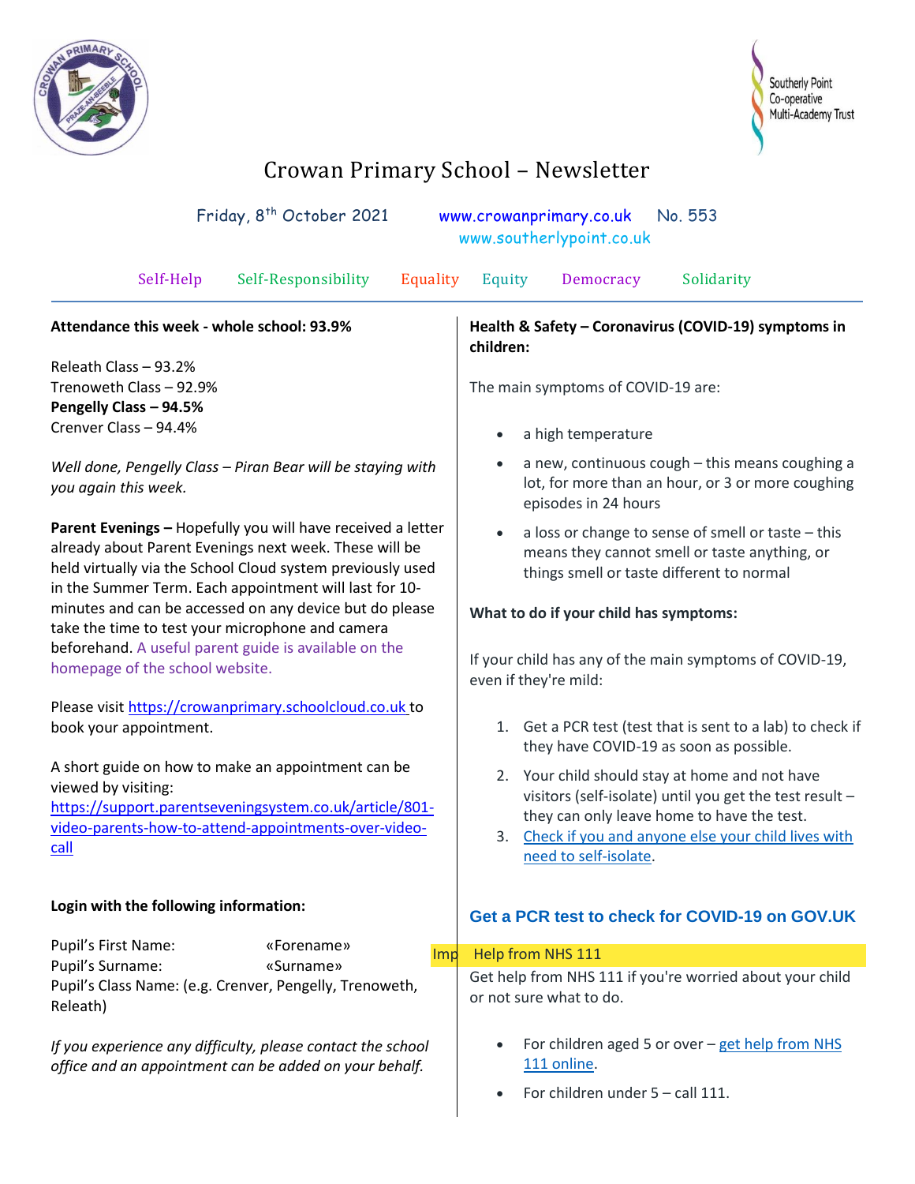Southerly Point Co-operative Multi-Academy Trust

# Crowan Primary School – Newsletter

Friday, 8th October 2021 &nbsp;&nbsp;&nbsp; www.crowanprimary.co.uk &nbsp;&nbsp;&nbsp; No. 553
www.southerlypoint.co.uk

Self-Help &nbsp;&nbsp; Self-Responsibility &nbsp;&nbsp; Equality &nbsp;&nbsp; Equity &nbsp;&nbsp; Democracy &nbsp;&nbsp; Solidarity

**Attendance this week - whole school: 93.9%**

Releath Class – 93.2%
Trenoweth Class – 92.9%
**Pengelly Class – 94.5%**
Crenver Class – 94.4%

*Well done, Pengelly Class – Piran Bear will be staying with you again this week.*

**Parent Evenings –** Hopefully you will have received a letter already about Parent Evenings next week. These will be held virtually via the School Cloud system previously used in the Summer Term. Each appointment will last for 10-minutes and can be accessed on any device but do please take the time to test your microphone and camera beforehand. A useful parent guide is available on the homepage of the school website.

Please visit https://crowanprimary.schoolcloud.co.uk to book your appointment.

A short guide on how to make an appointment can be viewed by visiting:
https://support.parentseveningsystem.co.uk/article/801-video-parents-how-to-attend-appointments-over-video-call

**Login with the following information:**

Pupil's First Name: «Forename»
Pupil's Surname: «Surname»
Pupil's Class Name: (e.g. Crenver, Pengelly, Trenoweth, Releath)

*If you experience any difficulty, please contact the school office and an appointment can be added on your behalf.*

**Health & Safety – Coronavirus (COVID-19) symptoms in children:**

The main symptoms of COVID-19 are:

- a high temperature
- a new, continuous cough – this means coughing a lot, for more than an hour, or 3 or more coughing episodes in 24 hours
- a loss or change to sense of smell or taste – this means they cannot smell or taste anything, or things smell or taste different to normal

**What to do if your child has symptoms:**

If your child has any of the main symptoms of COVID-19, even if they're mild:

1. Get a PCR test (test that is sent to a lab) to check if they have COVID-19 as soon as possible.
2. Your child should stay at home and not have visitors (self-isolate) until you get the test result – they can only leave home to have the test.
3. Check if you and anyone else your child lives with need to self-isolate.

**Get a PCR test to check for COVID-19 on GOV.UK**

Imp Help from NHS 111

Get help from NHS 111 if you're worried about your child or not sure what to do.

- For children aged 5 or over – get help from NHS 111 online.
- For children under 5 – call 111.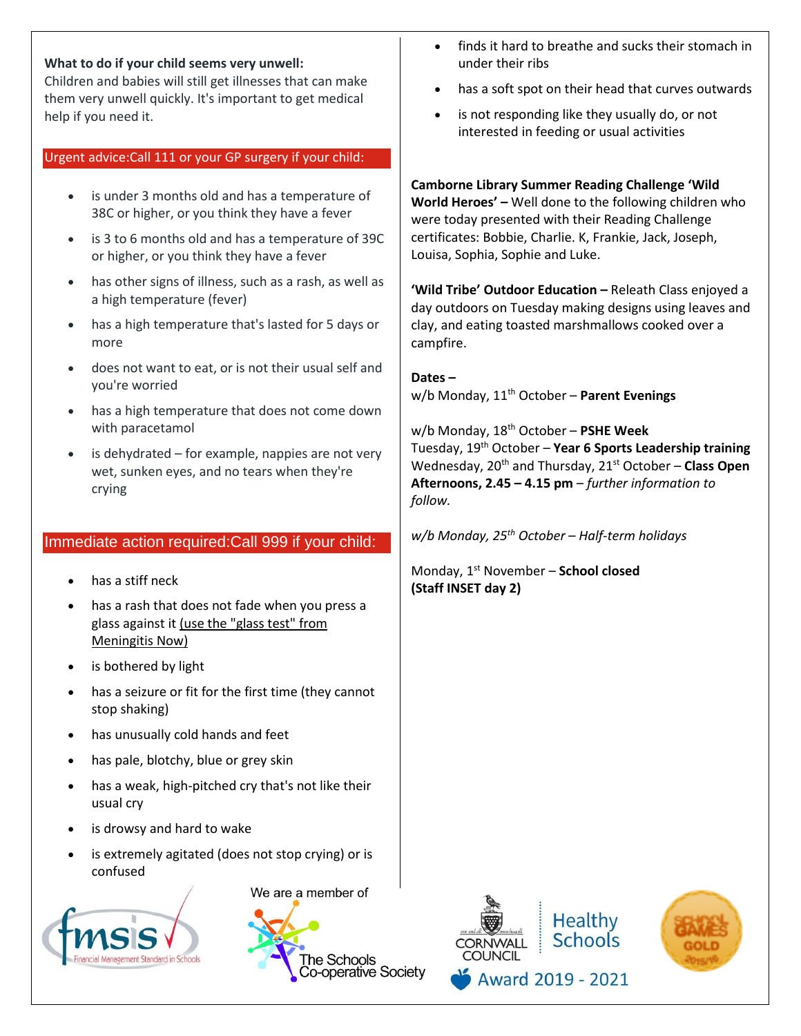**What to do if your child seems very unwell:**
Children and babies will still get illnesses that can make them very unwell quickly. It's important to get medical help if you need it.

## Urgent advice:Call 111 or your GP surgery if your child:

- is under 3 months old and has a temperature of 38C or higher, or you think they have a fever
- is 3 to 6 months old and has a temperature of 39C or higher, or you think they have a fever
- has other signs of illness, such as a rash, as well as a high temperature (fever)
- has a high temperature that's lasted for 5 days or more
- does not want to eat, or is not their usual self and you're worried
- has a high temperature that does not come down with paracetamol
- is dehydrated – for example, nappies are not very wet, sunken eyes, and no tears when they're crying

## Immediate action required:Call 999 if your child:

- has a stiff neck
- has a rash that does not fade when you press a glass against it (use the "glass test" from Meningitis Now)
- is bothered by light
- has a seizure or fit for the first time (they cannot stop shaking)
- has unusually cold hands and feet
- has pale, blotchy, blue or grey skin
- has a weak, high-pitched cry that's not like their usual cry
- is drowsy and hard to wake
- is extremely agitated (does not stop crying) or is confused
- finds it hard to breathe and sucks their stomach in under their ribs
- has a soft spot on their head that curves outwards
- is not responding like they usually do, or not interested in feeding or usual activities

**Camborne Library Summer Reading Challenge 'Wild World Heroes' –** Well done to the following children who were today presented with their Reading Challenge certificates: Bobbie, Charlie. K, Frankie, Jack, Joseph, Louisa, Sophia, Sophie and Luke.

**'Wild Tribe' Outdoor Education –** Releath Class enjoyed a day outdoors on Tuesday making designs using leaves and clay, and eating toasted marshmallows cooked over a campfire.

**Dates –**
w/b Monday, 11th October – **Parent Evenings**

w/b Monday, 18th October – **PSHE Week**
Tuesday, 19th October – **Year 6 Sports Leadership training**
Wednesday, 20th and Thursday, 21st October – **Class Open Afternoons, 2.45 – 4.15 pm** – *further information to follow.*

*w/b Monday, 25th October – Half-term holidays*

Monday, 1st November – **School closed (Staff INSET day 2)**

We are a member of The Schools Co-operative Society

Cornwall Council Healthy Schools Award 2019 - 2021